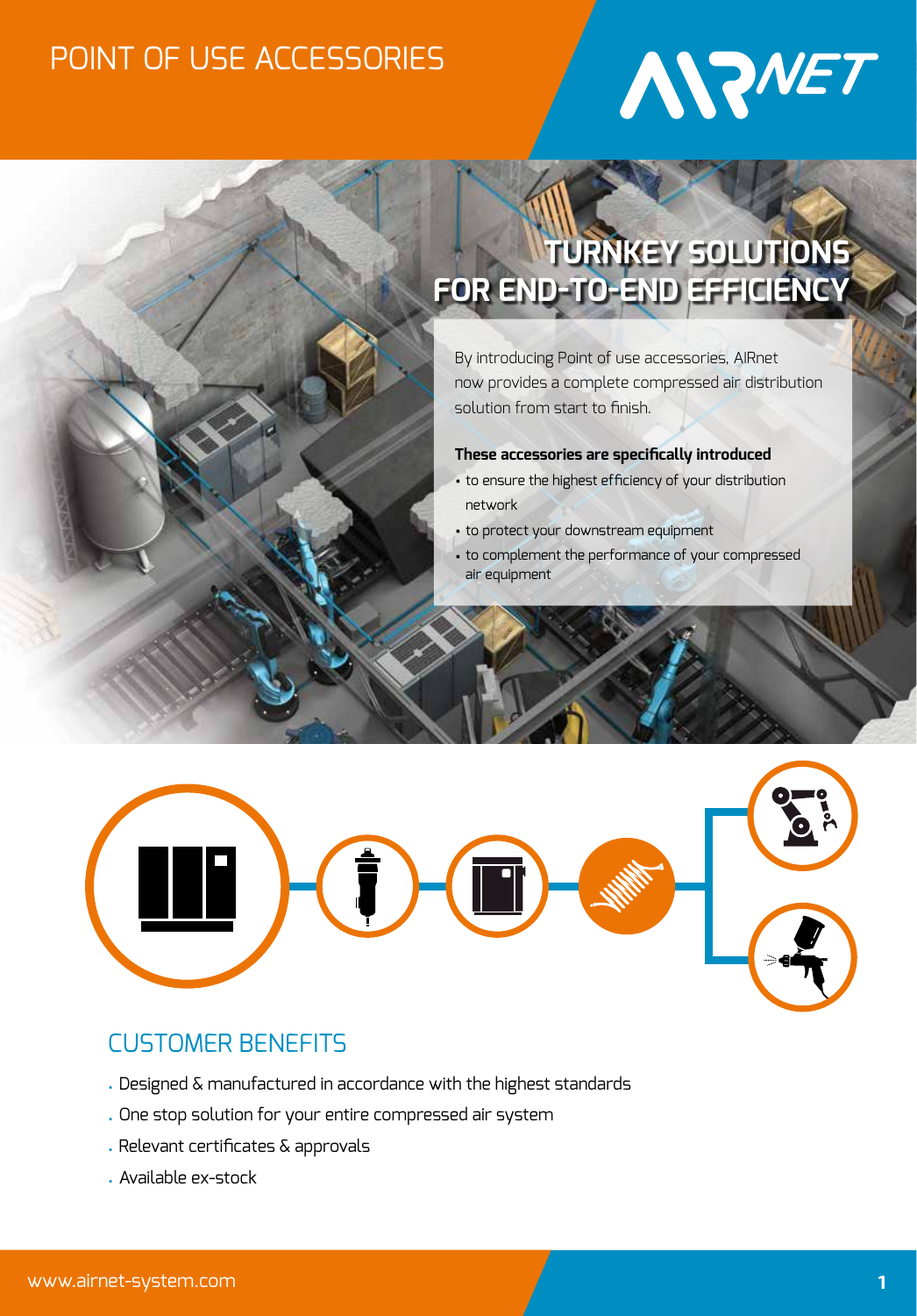# POINT OF USE ACCESSORIES

AIRNET

## TURNKEY SOLUTIONS FOR END-TO-END EFFICIENCY

By introducing Point of use accessories, AIRnet now provides a complete compressed air distribution solution from start to finish.

**These accessories are specifically introduced**

- to ensure the highest efficiency of your distribution network
- to protect your downstream equipment
- to complement the performance of your compressed air equipment

## CUSTOMER BENEFITS

- Designed & manufactured in accordance with the highest standards
- One stop solution for your entire compressed air system
- Relevant certificates & approvals
- Available ex-stock

www.airnet-system.com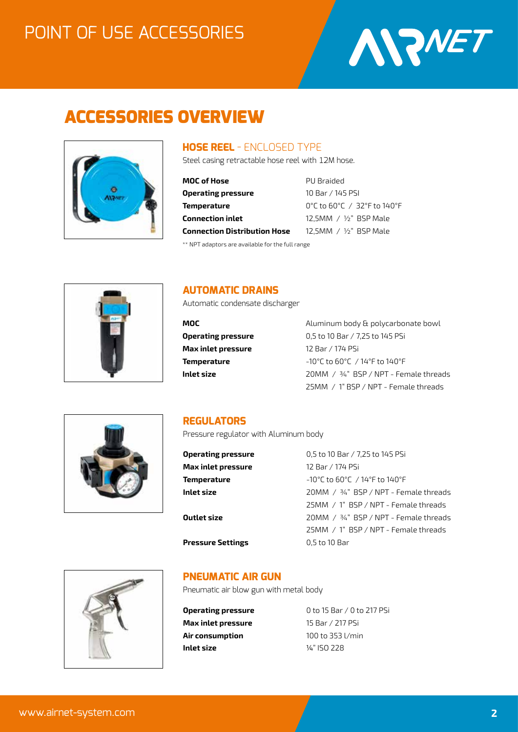# ACCESSORIES OVERVIEW

## HOSE REEL - ENCLOSED TYPE

Steel casing retractable hose reel with 12M hose.

| | |
|---|---|
| **MOC of Hose** | PU Braided |
| **Operating pressure** | 10 Bar / 145 PSI |
| **Temperature** | 0°C to 60°C / 32°F to 140°F |
| **Connection inlet** | 12,5MM / ½" BSP Male |
| **Connection Distribution Hose** | 12,5MM / ½" BSP Male |

** NPT adaptors are available for the full range

## AUTOMATIC DRAINS

Automatic condensate discharger

| | |
|---|---|
| **MOC** | Aluminum body & polycarbonate bowl |
| **Operating pressure** | 0,5 to 10 Bar / 7,25 to 145 PSi |
| **Max inlet pressure** | 12 Bar / 174 PSi |
| **Temperature** | -10°C to 60°C / 14°F to 140°F |
| **Inlet size** | 20MM / ¾" BSP / NPT - Female threads |
| | 25MM / 1" BSP / NPT - Female threads |

## REGULATORS

Pressure regulator with Aluminum body

| | |
|---|---|
| **Operating pressure** | 0,5 to 10 Bar / 7,25 to 145 PSi |
| **Max inlet pressure** | 12 Bar / 174 PSi |
| **Temperature** | -10°C to 60°C / 14°F to 140°F |
| **Inlet size** | 20MM / ¾" BSP / NPT - Female threads |
| | 25MM / 1" BSP / NPT - Female threads |
| **Outlet size** | 20MM / ¾" BSP / NPT - Female threads |
| | 25MM / 1" BSP / NPT - Female threads |
| **Pressure Settings** | 0,5 to 10 Bar |

## PNEUMATIC AIR GUN

Pneumatic air blow gun with metal body

| | |
|---|---|
| **Operating pressure** | 0 to 15 Bar / 0 to 217 PSi |
| **Max inlet pressure** | 15 Bar / 217 PSi |
| **Air consumption** | 100 to 353 l/min |
| **Inlet size** | ¼" ISO 228 |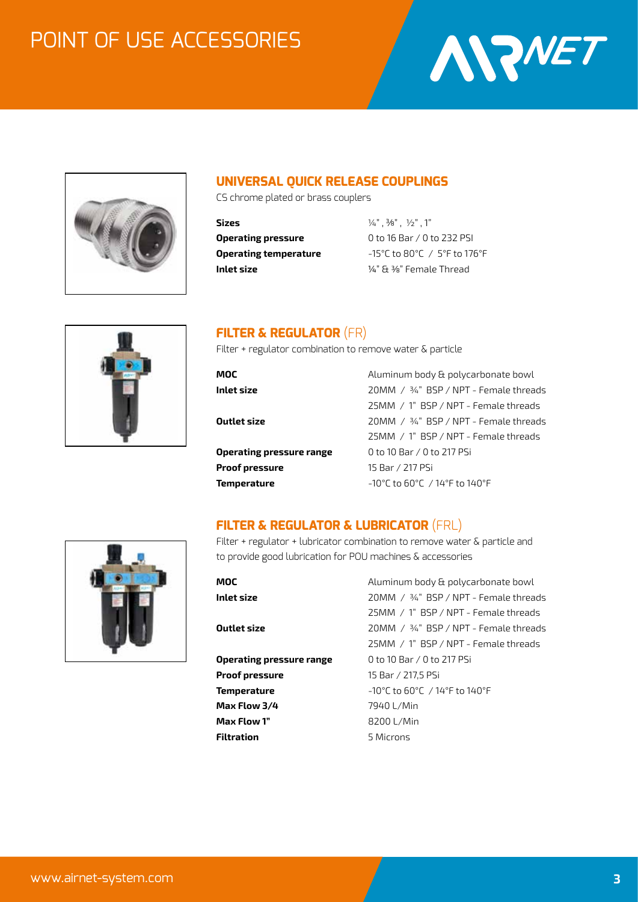# POINT OF USE ACCESSORIES

## UNIVERSAL QUICK RELEASE COUPLINGS

CS chrome plated or brass couplers

| | |
|---|---|
| **Sizes** | ¼" , ⅜" , ½" , 1" |
| **Operating pressure** | 0 to 16 Bar / 0 to 232 PSI |
| **Operating temperature** | -15°C to 80°C / 5°F to 176°F |
| **Inlet size** | ¼" & ⅜" Female Thread |

## FILTER & REGULATOR (FR)

Filter + regulator combination to remove water & particle

| | |
|---|---|
| **MOC** | Aluminum body & polycarbonate bowl |
| **Inlet size** | 20MM / ¾" BSP / NPT - Female threads |
| | 25MM / 1" BSP / NPT - Female threads |
| **Outlet size** | 20MM / ¾" BSP / NPT - Female threads |
| | 25MM / 1" BSP / NPT - Female threads |
| **Operating pressure range** | 0 to 10 Bar / 0 to 217 PSi |
| **Proof pressure** | 15 Bar / 217 PSi |
| **Temperature** | -10°C to 60°C / 14°F to 140°F |

## FILTER & REGULATOR & LUBRICATOR (FRL)

Filter + regulator + lubricator combination to remove water & particle and to provide good lubrication for POU machines & accessories

| | |
|---|---|
| **MOC** | Aluminum body & polycarbonate bowl |
| **Inlet size** | 20MM / ¾" BSP / NPT - Female threads |
| | 25MM / 1" BSP / NPT - Female threads |
| **Outlet size** | 20MM / ¾" BSP / NPT - Female threads |
| | 25MM / 1" BSP / NPT - Female threads |
| **Operating pressure range** | 0 to 10 Bar / 0 to 217 PSi |
| **Proof pressure** | 15 Bar / 217,5 PSi |
| **Temperature** | -10°C to 60°C / 14°F to 140°F |
| **Max Flow 3/4** | 7940 L/Min |
| **Max Flow 1"** | 8200 L/Min |
| **Filtration** | 5 Microns |

www.airnet-system.com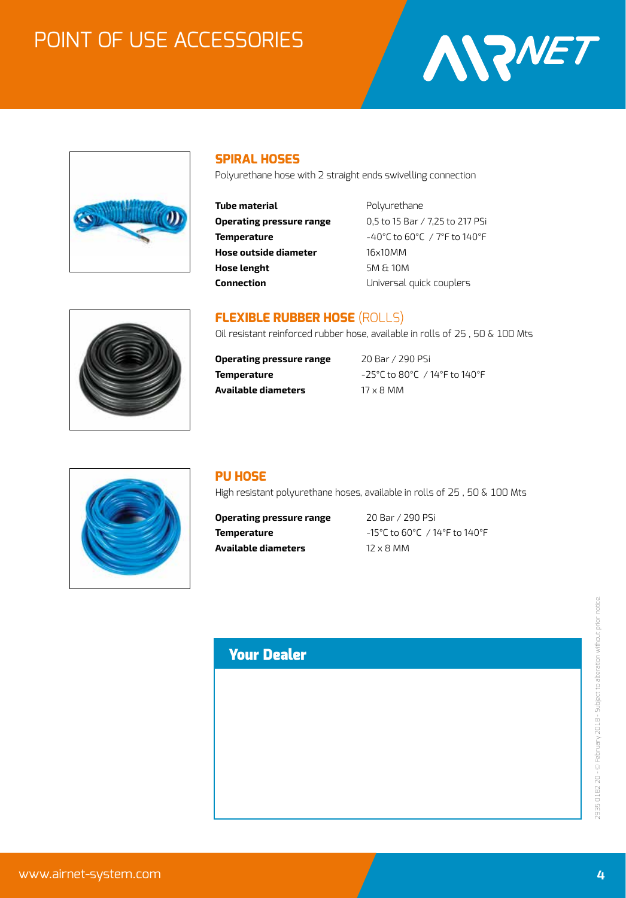# POINT OF USE ACCESSORIES

## SPIRAL HOSES

Polyurethane hose with 2 straight ends swivelling connection

| | |
|---|---|
| **Tube material** | Polyurethane |
| **Operating pressure range** | 0,5 to 15 Bar / 7,25 to 217 PSi |
| **Temperature** | -40°C to 60°C / 7°F to 140°F |
| **Hose outside diameter** | 16x10MM |
| **Hose lenght** | 5M & 10M |
| **Connection** | Universal quick couplers |

## FLEXIBLE RUBBER HOSE (ROLLS)

Oil resistant reinforced rubber hose, available in rolls of 25 , 50 & 100 Mts

| | |
|---|---|
| **Operating pressure range** | 20 Bar / 290 PSi |
| **Temperature** | -25°C to 80°C / 14°F to 140°F |
| **Available diameters** | 17 x 8 MM |

## PU HOSE

High resistant polyurethane hoses, available in rolls of 25 , 50 & 100 Mts

| | |
|---|---|
| **Operating pressure range** | 20 Bar / 290 PSi |
| **Temperature** | -15°C to 60°C / 14°F to 140°F |
| **Available diameters** | 12 x 8 MM |

## Your Dealer

2935 0182 20 - © February 2018 - Subject to alteration without prior notice.

www.airnet-system.com